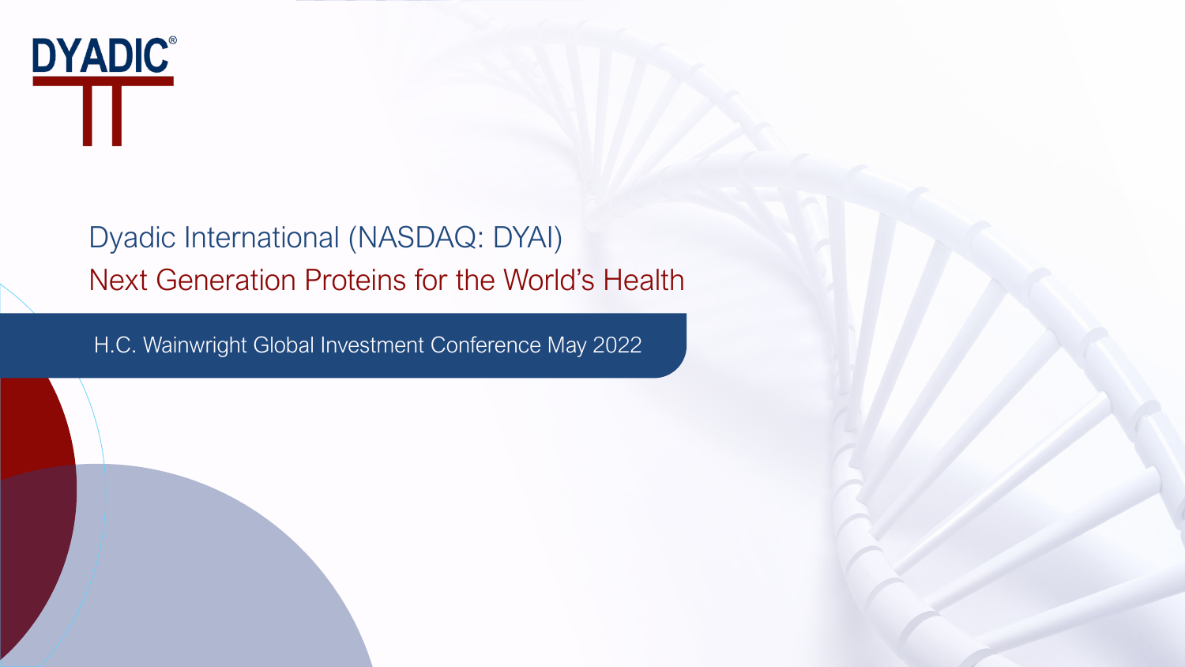DYADIC®

# Dyadic International (NASDAQ: DYAI)

## Next Generation Proteins for the World's Health

H.C. Wainwright Global Investment Conference May 2022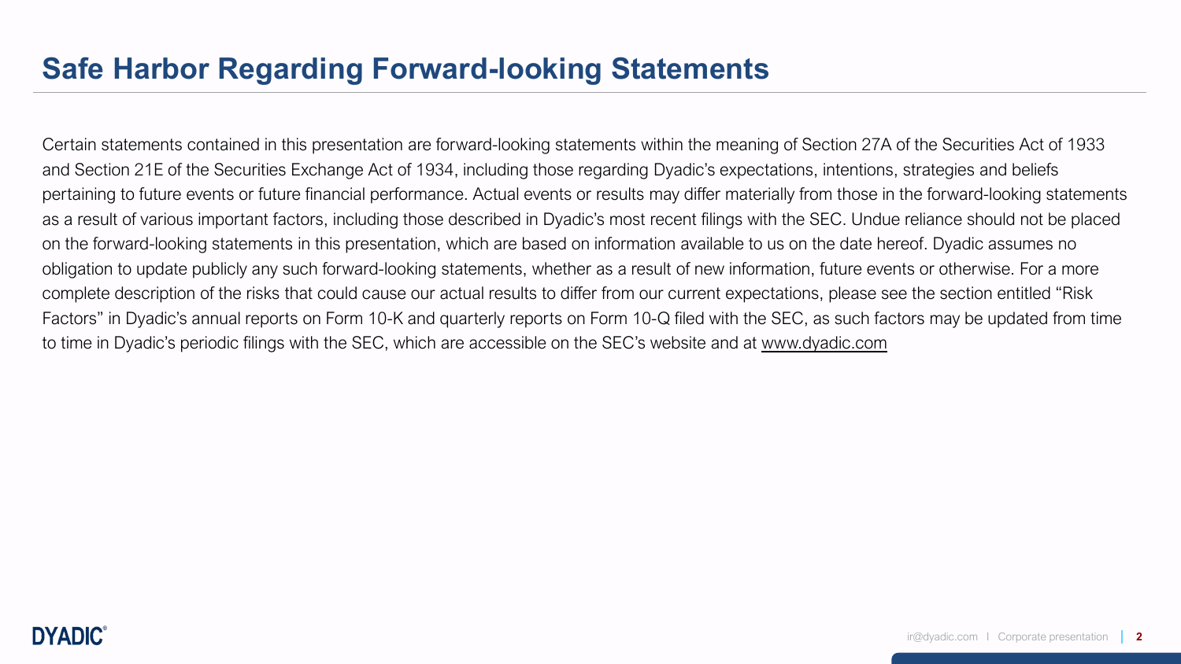# Safe Harbor Regarding Forward-looking Statements

Certain statements contained in this presentation are forward-looking statements within the meaning of Section 27A of the Securities Act of 1933 and Section 21E of the Securities Exchange Act of 1934, including those regarding Dyadic's expectations, intentions, strategies and beliefs pertaining to future events or future financial performance. Actual events or results may differ materially from those in the forward-looking statements as a result of various important factors, including those described in Dyadic's most recent filings with the SEC. Undue reliance should not be placed on the forward-looking statements in this presentation, which are based on information available to us on the date hereof. Dyadic assumes no obligation to update publicly any such forward-looking statements, whether as a result of new information, future events or otherwise. For a more complete description of the risks that could cause our actual results to differ from our current expectations, please see the section entitled "Risk Factors" in Dyadic's annual reports on Form 10-K and quarterly reports on Form 10-Q filed with the SEC, as such factors may be updated from time to time in Dyadic's periodic filings with the SEC, which are accessible on the SEC's website and at www.dyadic.com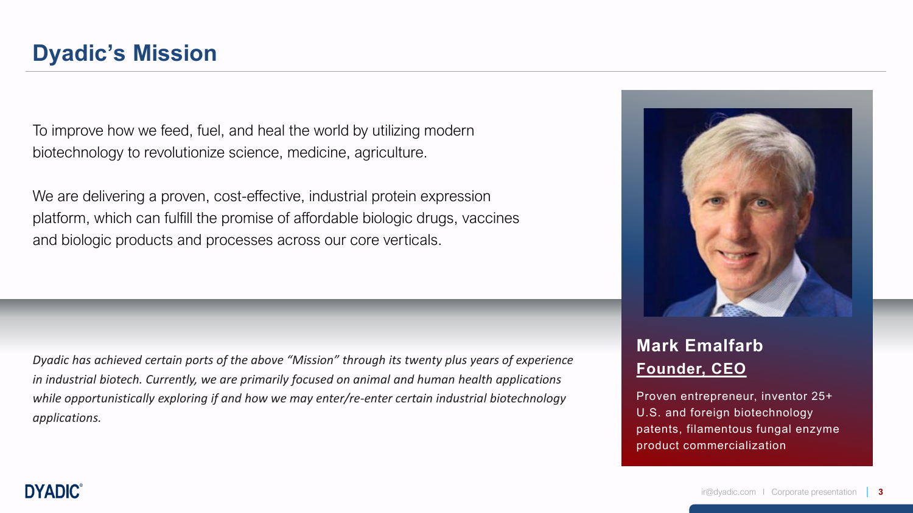# Dyadic's Mission

To improve how we feed, fuel, and heal the world by utilizing modern biotechnology to revolutionize science, medicine, agriculture.

We are delivering a proven, cost-effective, industrial protein expression platform, which can fulfill the promise of affordable biologic drugs, vaccines and biologic products and processes across our core verticals.

*Dyadic has achieved certain ports of the above "Mission" through its twenty plus years of experience in industrial biotech. Currently, we are primarily focused on animal and human health applications while opportunistically exploring if and how we may enter/re-enter certain industrial biotechnology applications.*

**Mark Emalfarb**
**Founder, CEO**

Proven entrepreneur, inventor 25+ U.S. and foreign biotechnology patents, filamentous fungal enzyme product commercialization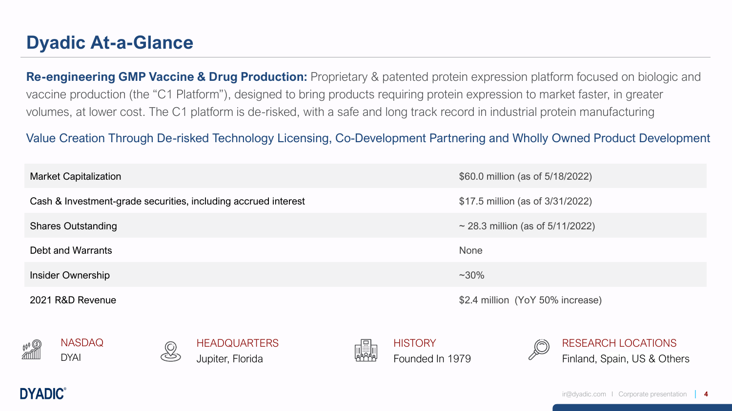# Dyadic At-a-Glance

**Re-engineering GMP Vaccine & Drug Production:** Proprietary & patented protein expression platform focused on biologic and vaccine production (the "C1 Platform"), designed to bring products requiring protein expression to market faster, in greater volumes, at lower cost. The C1 platform is de-risked, with a safe and long track record in industrial protein manufacturing

Value Creation Through De-risked Technology Licensing, Co-Development Partnering and Wholly Owned Product Development

| | |
|---|---|
| Market Capitalization | $60.0 million (as of 5/18/2022) |
| Cash & Investment-grade securities, including accrued interest | $17.5 million (as of 3/31/2022) |
| Shares Outstanding | ~ 28.3 million (as of 5/11/2022) |
| Debt and Warrants | None |
| Insider Ownership | ~30% |
| 2021 R&D Revenue | $2.4 million (YoY 50% increase) |

NASDAQ
DYAI

HEADQUARTERS
Jupiter, Florida

HISTORY
Founded In 1979

RESEARCH LOCATIONS
Finland, Spain, US & Others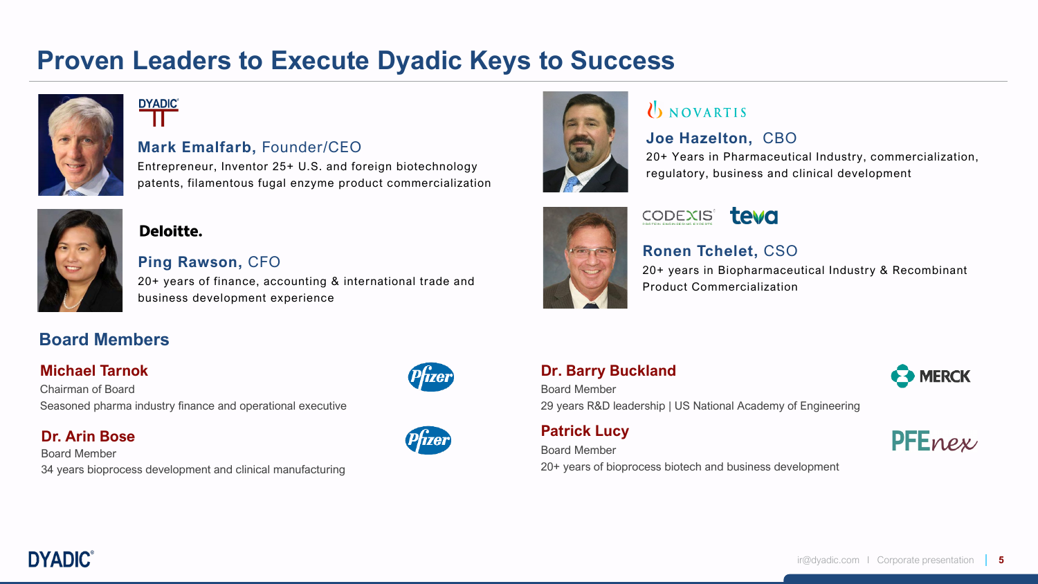# Proven Leaders to Execute Dyadic Keys to Success

DYADIC

**Mark Emalfarb,** Founder/CEO

Entrepreneur, Inventor 25+ U.S. and foreign biotechnology patents, filamentous fugal enzyme product commercialization

Deloitte.

**Ping Rawson,** CFO

20+ years of finance, accounting & international trade and business development experience

NOVARTIS

**Joe Hazelton,** CBO

20+ Years in Pharmaceutical Industry, commercialization, regulatory, business and clinical development

CODEXIS teva

**Ronen Tchelet,** CSO

20+ years in Biopharmaceutical Industry & Recombinant Product Commercialization

## Board Members

**Michael Tarnok** (Pfizer)
Chairman of Board
Seasoned pharma industry finance and operational executive

**Dr. Arin Bose** (Pfizer)
Board Member
34 years bioprocess development and clinical manufacturing

**Dr. Barry Buckland** (MERCK)
Board Member
29 years R&D leadership | US National Academy of Engineering

**Patrick Lucy** (PFEnex)
Board Member
20+ years of bioprocess biotech and business development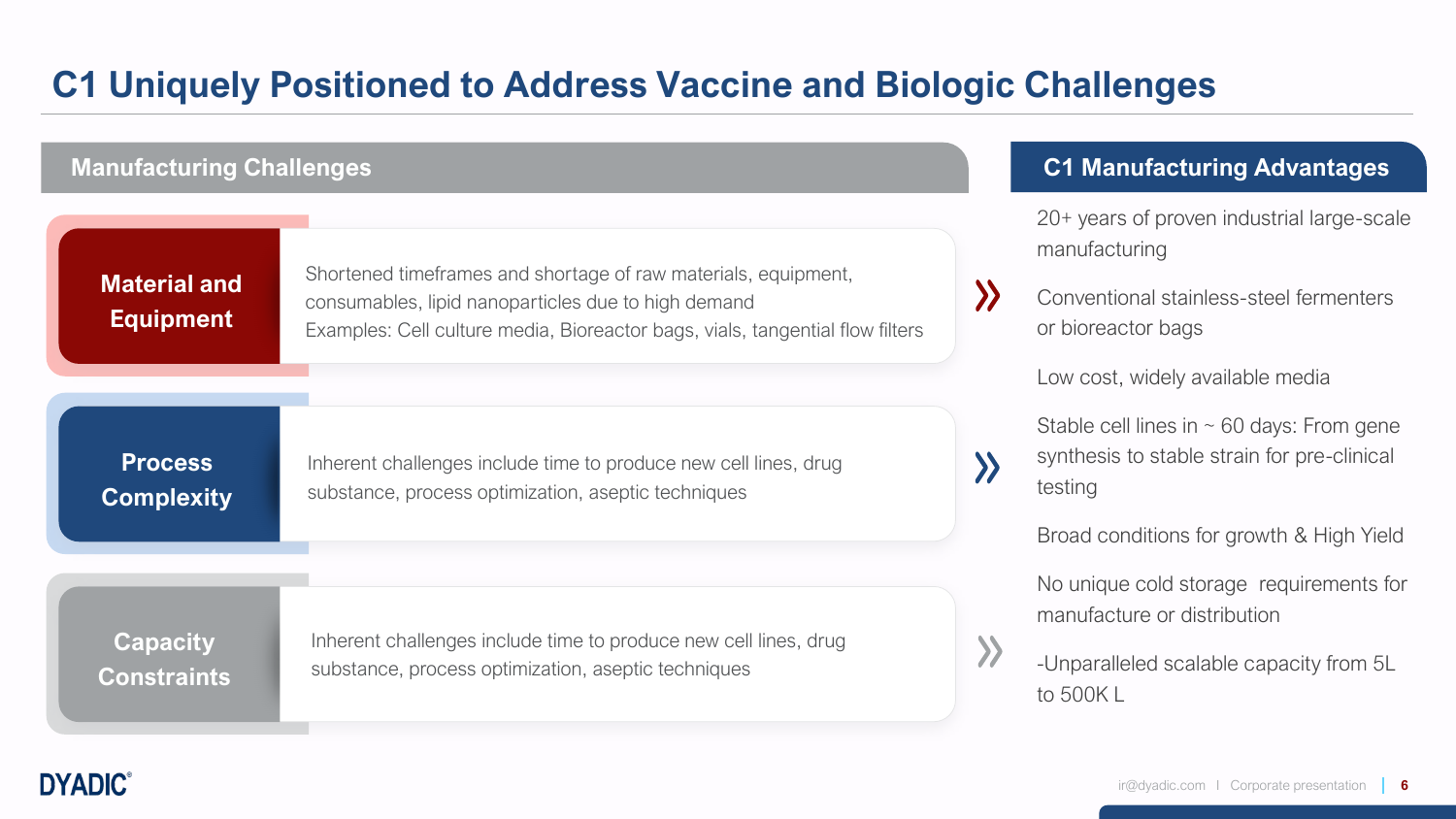# C1 Uniquely Positioned to Address Vaccine and Biologic Challenges

## Manufacturing Challenges

**Material and Equipment**

Shortened timeframes and shortage of raw materials, equipment, consumables, lipid nanoparticles due to high demand
Examples: Cell culture media, Bioreactor bags, vials, tangential flow filters

**Process Complexity**

Inherent challenges include time to produce new cell lines, drug substance, process optimization, aseptic techniques

**Capacity Constraints**

Inherent challenges include time to produce new cell lines, drug substance, process optimization, aseptic techniques

## C1 Manufacturing Advantages

20+ years of proven industrial large-scale manufacturing

Conventional stainless-steel fermenters or bioreactor bags

Low cost, widely available media

Stable cell lines in ~ 60 days: From gene synthesis to stable strain for pre-clinical testing

Broad conditions for growth & High Yield

No unique cold storage requirements for manufacture or distribution

-Unparalleled scalable capacity from 5L to 500K L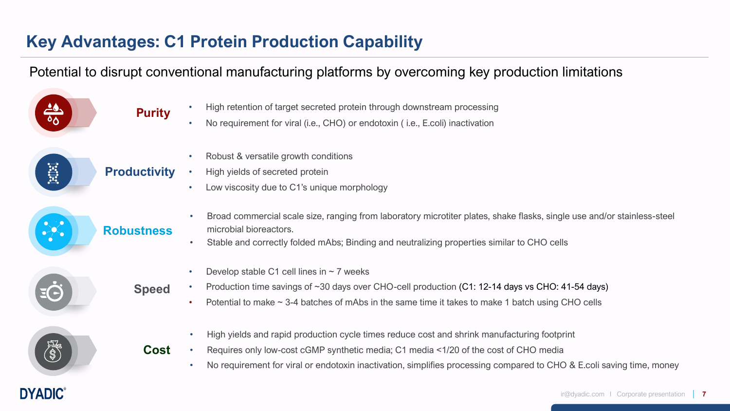# Key Advantages: C1 Protein Production Capability

Potential to disrupt conventional manufacturing platforms by overcoming key production limitations

### Purity

- High retention of target secreted protein through downstream processing
- No requirement for viral (i.e., CHO) or endotoxin ( i.e., E.coli) inactivation

### Productivity

- Robust & versatile growth conditions
- High yields of secreted protein
- Low viscosity due to C1's unique morphology

### Robustness

- Broad commercial scale size, ranging from laboratory microtiter plates, shake flasks, single use and/or stainless-steel microbial bioreactors.
- Stable and correctly folded mAbs; Binding and neutralizing properties similar to CHO cells

### Speed

- Develop stable C1 cell lines in ~ 7 weeks
- Production time savings of ~30 days over CHO-cell production (C1: 12-14 days vs CHO: 41-54 days)
- Potential to make ~ 3-4 batches of mAbs in the same time it takes to make 1 batch using CHO cells

### Cost

- High yields and rapid production cycle times reduce cost and shrink manufacturing footprint
- Requires only low-cost cGMP synthetic media; C1 media <1/20 of the cost of CHO media
- No requirement for viral or endotoxin inactivation, simplifies processing compared to CHO & E.coli saving time, money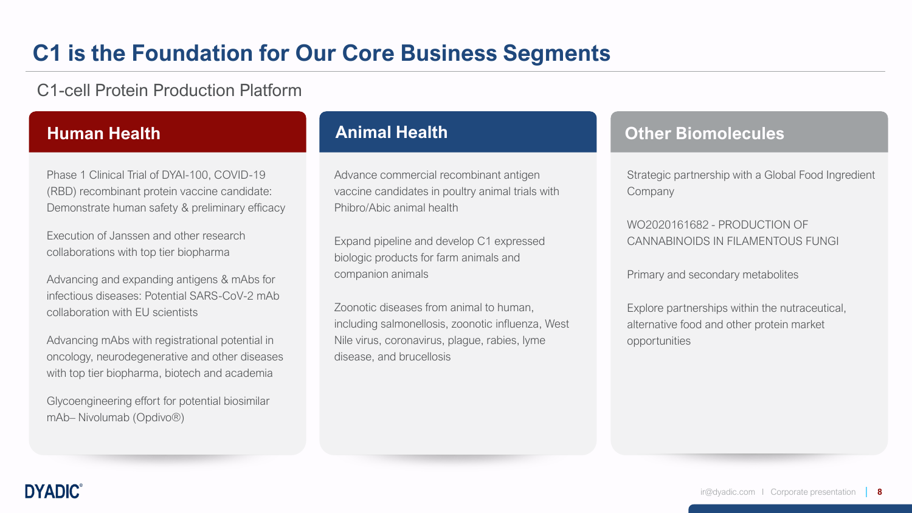# C1 is the Foundation for Our Core Business Segments

C1-cell Protein Production Platform

## Human Health

Phase 1 Clinical Trial of DYAI-100, COVID-19 (RBD) recombinant protein vaccine candidate: Demonstrate human safety & preliminary efficacy

Execution of Janssen and other research collaborations with top tier biopharma

Advancing and expanding antigens & mAbs for infectious diseases: Potential SARS-CoV-2 mAb collaboration with EU scientists

Advancing mAbs with registrational potential in oncology, neurodegenerative and other diseases with top tier biopharma, biotech and academia

Glycoengineering effort for potential biosimilar mAb– Nivolumab (Opdivo®)

## Animal Health

Advance commercial recombinant antigen vaccine candidates in poultry animal trials with Phibro/Abic animal health

Expand pipeline and develop C1 expressed biologic products for farm animals and companion animals

Zoonotic diseases from animal to human, including salmonellosis, zoonotic influenza, West Nile virus, coronavirus, plague, rabies, lyme disease, and brucellosis

## Other Biomolecules

Strategic partnership with a Global Food Ingredient Company

WO2020161682 - PRODUCTION OF CANNABINOIDS IN FILAMENTOUS FUNGI

Primary and secondary metabolites

Explore partnerships within the nutraceutical, alternative food and other protein market opportunities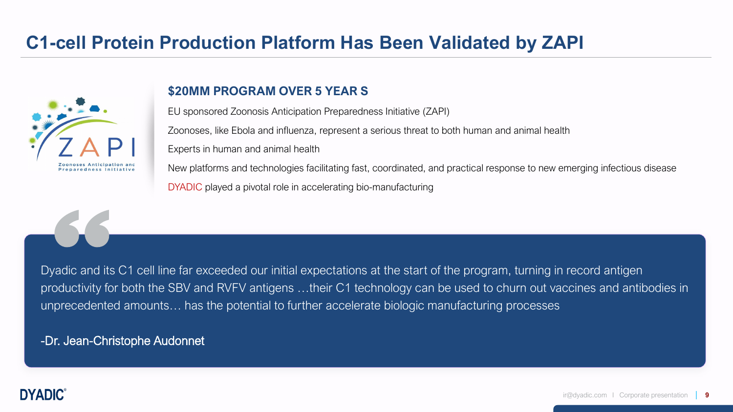# C1-cell Protein Production Platform Has Been Validated by ZAPI

ZAPI

Zoonoses Anticipation and Preparedness Initiative

## $20MM PROGRAM OVER 5 YEAR S

EU sponsored Zoonosis Anticipation Preparedness Initiative (ZAPI)

Zoonoses, like Ebola and influenza, represent a serious threat to both human and animal health

Experts in human and animal health

New platforms and technologies facilitating fast, coordinated, and practical response to new emerging infectious disease

DYADIC played a pivotal role in accelerating bio-manufacturing

> Dyadic and its C1 cell line far exceeded our initial expectations at the start of the program, turning in record antigen productivity for both the SBV and RVFV antigens …their C1 technology can be used to churn out vaccines and antibodies in unprecedented amounts… has the potential to further accelerate biologic manufacturing processes
>
> -Dr. Jean-Christophe Audonnet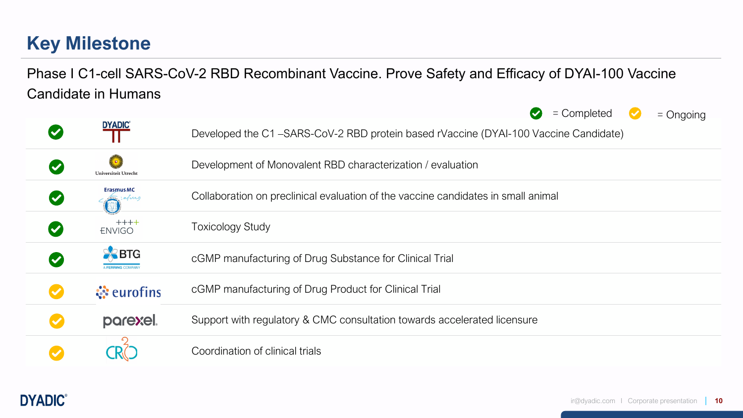# Key Milestone

Phase I C1-cell SARS-CoV-2 RBD Recombinant Vaccine. Prove Safety and Efficacy of DYAI-100 Vaccine Candidate in Humans

✔ = Completed ✔ = Ongoing

| Status | Partner | Milestone |
|---|---|---|
| Completed | DYADIC | Developed the C1 –SARS-CoV-2 RBD protein based rVaccine (DYAI-100 Vaccine Candidate) |
| Completed | Universiteit Utrecht | Development of Monovalent RBD characterization / evaluation |
| Completed | Erasmus MC | Collaboration on preclinical evaluation of the vaccine candidates in small animal |
| Completed | ENVIGO | Toxicology Study |
| Completed | BTG A FERRING COMPANY | cGMP manufacturing of Drug Substance for Clinical Trial |
| Ongoing | eurofins | cGMP manufacturing of Drug Product for Clinical Trial |
| Ongoing | parexel | Support with regulatory & CMC consultation towards accelerated licensure |
| Ongoing | CR2O | Coordination of clinical trials |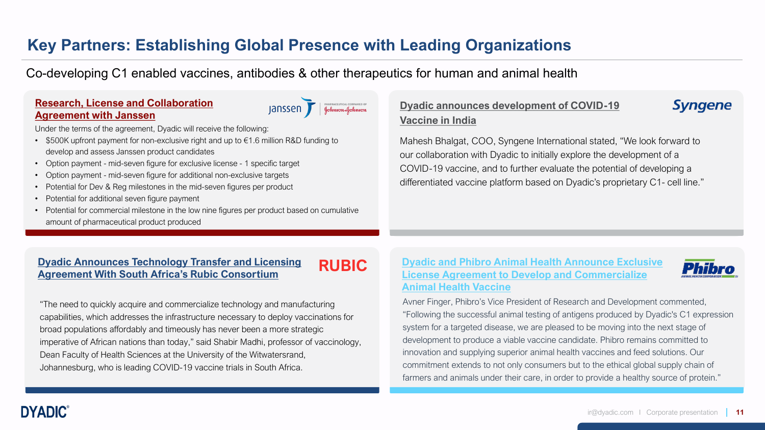# Key Partners: Establishing Global Presence with Leading Organizations

Co-developing C1 enabled vaccines, antibodies & other therapeutics for human and animal health

## Research, License and Collaboration Agreement with Janssen

Under the terms of the agreement, Dyadic will receive the following:

- $500K upfront payment for non-exclusive right and up to €1.6 million R&D funding to develop and assess Janssen product candidates
- Option payment - mid-seven figure for exclusive license - 1 specific target
- Option payment - mid-seven figure for additional non-exclusive targets
- Potential for Dev & Reg milestones in the mid-seven figures per product
- Potential for additional seven figure payment
- Potential for commercial milestone in the low nine figures per product based on cumulative amount of pharmaceutical product produced

## Dyadic announces development of COVID-19 Vaccine in India

Mahesh Bhalgat, COO, Syngene International stated, "We look forward to our collaboration with Dyadic to initially explore the development of a COVID-19 vaccine, and to further evaluate the potential of developing a differentiated vaccine platform based on Dyadic's proprietary C1- cell line."

## Dyadic Announces Technology Transfer and Licensing Agreement With South Africa's Rubic Consortium

"The need to quickly acquire and commercialize technology and manufacturing capabilities, which addresses the infrastructure necessary to deploy vaccinations for broad populations affordably and timeously has never been a more strategic imperative of African nations than today," said Shabir Madhi, professor of vaccinology, Dean Faculty of Health Sciences at the University of the Witwatersrand, Johannesburg, who is leading COVID-19 vaccine trials in South Africa.

## Dyadic and Phibro Animal Health Announce Exclusive License Agreement to Develop and Commercialize Animal Health Vaccine

Avner Finger, Phibro's Vice President of Research and Development commented, "Following the successful animal testing of antigens produced by Dyadic's C1 expression system for a targeted disease, we are pleased to be moving into the next stage of development to produce a viable vaccine candidate. Phibro remains committed to innovation and supplying superior animal health vaccines and feed solutions. Our commitment extends to not only consumers but to the ethical global supply chain of farmers and animals under their care, in order to provide a healthy source of protein."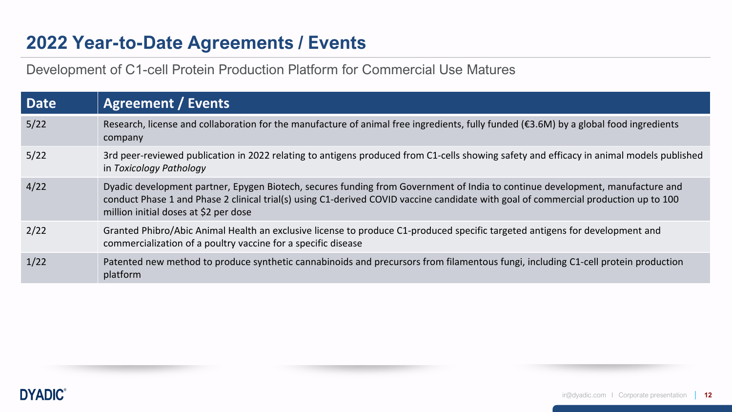# 2022 Year-to-Date Agreements / Events

Development of C1-cell Protein Production Platform for Commercial Use Matures

| Date | Agreement / Events |
|---|---|
| 5/22 | Research, license and collaboration for the manufacture of animal free ingredients, fully funded (€3.6M) by a global food ingredients company |
| 5/22 | 3rd peer-reviewed publication in 2022 relating to antigens produced from C1-cells showing safety and efficacy in animal models published in *Toxicology Pathology* |
| 4/22 | Dyadic development partner, Epygen Biotech, secures funding from Government of India to continue development, manufacture and conduct Phase 1 and Phase 2 clinical trial(s) using C1-derived COVID vaccine candidate with goal of commercial production up to 100 million initial doses at $2 per dose |
| 2/22 | Granted Phibro/Abic Animal Health an exclusive license to produce C1-produced specific targeted antigens for development and commercialization of a poultry vaccine for a specific disease |
| 1/22 | Patented new method to produce synthetic cannabinoids and precursors from filamentous fungi, including C1-cell protein production platform |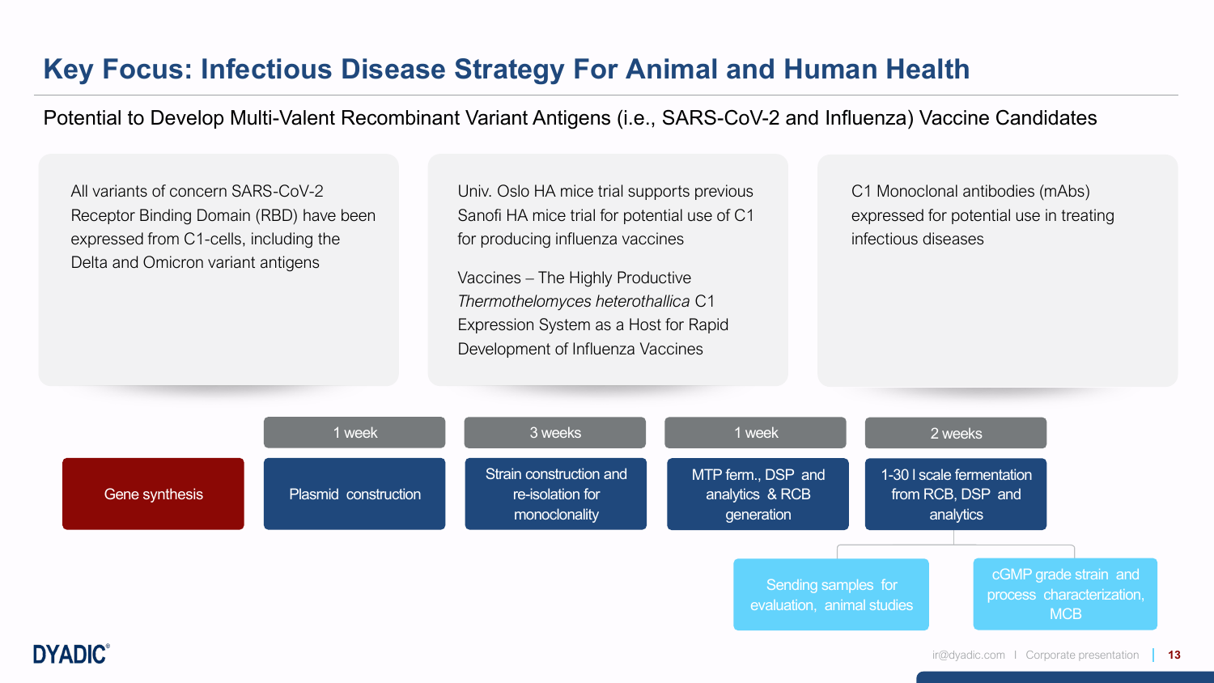# Key Focus: Infectious Disease Strategy For Animal and Human Health

Potential to Develop Multi-Valent Recombinant Variant Antigens (i.e., SARS-CoV-2 and Influenza) Vaccine Candidates

All variants of concern SARS-CoV-2 Receptor Binding Domain (RBD) have been expressed from C1-cells, including the Delta and Omicron variant antigens

Univ. Oslo HA mice trial supports previous Sanofi HA mice trial for potential use of C1 for producing influenza vaccines

Vaccines – The Highly Productive *Thermothelomyces heterothallica* C1 Expression System as a Host for Rapid Development of Influenza Vaccines

C1 Monoclonal antibodies (mAbs) expressed for potential use in treating infectious diseases

| | 1 week | 3 weeks | 1 week | 2 weeks |
|---|---|---|---|---|
| Gene synthesis | Plasmid construction | Strain construction and re-isolation for monoclonality | MTP ferm., DSP and analytics & RCB generation | 1-30 l scale fermentation from RCB, DSP and analytics |

- Sending samples for evaluation, animal studies
- cGMP grade strain and process characterization, MCB

DYADIC®

ir@dyadic.com | Corporate presentation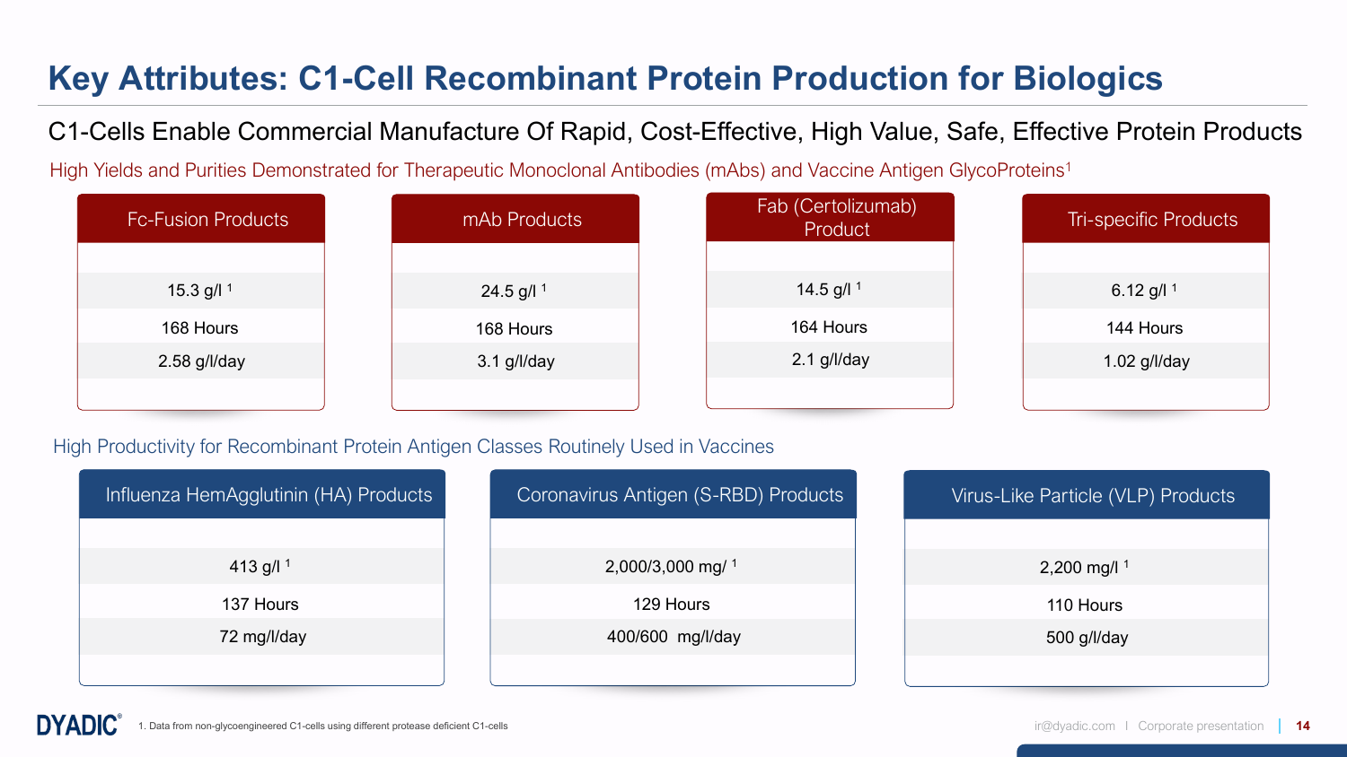# Key Attributes: C1-Cell Recombinant Protein Production for Biologics

## C1-Cells Enable Commercial Manufacture Of Rapid, Cost-Effective, High Value, Safe, Effective Protein Products

### High Yields and Purities Demonstrated for Therapeutic Monoclonal Antibodies (mAbs) and Vaccine Antigen GlycoProteins[1]

| Fc-Fusion Products | mAb Products | Fab (Certolizumab) Product | Tri-specific Products |
|---|---|---|---|
| 15.3 g/l [1] | 24.5 g/l [1] | 14.5 g/l [1] | 6.12 g/l [1] |
| 168 Hours | 168 Hours | 164 Hours | 144 Hours |
| 2.58 g/l/day | 3.1 g/l/day | 2.1 g/l/day | 1.02 g/l/day |

### High Productivity for Recombinant Protein Antigen Classes Routinely Used in Vaccines

| Influenza HemAgglutinin (HA) Products | Coronavirus Antigen (S-RBD) Products | Virus-Like Particle (VLP) Products |
|---|---|---|
| 413 g/l [1] | 2,000/3,000 mg/ [1] | 2,200 mg/l [1] |
| 137 Hours | 129 Hours | 110 Hours |
| 72 mg/l/day | 400/600 mg/l/day | 500 g/l/day |

1. Data from non-glycoengineered C1-cells using different protease deficient C1-cells

DYADIC® | ir@dyadic.com | Corporate presentation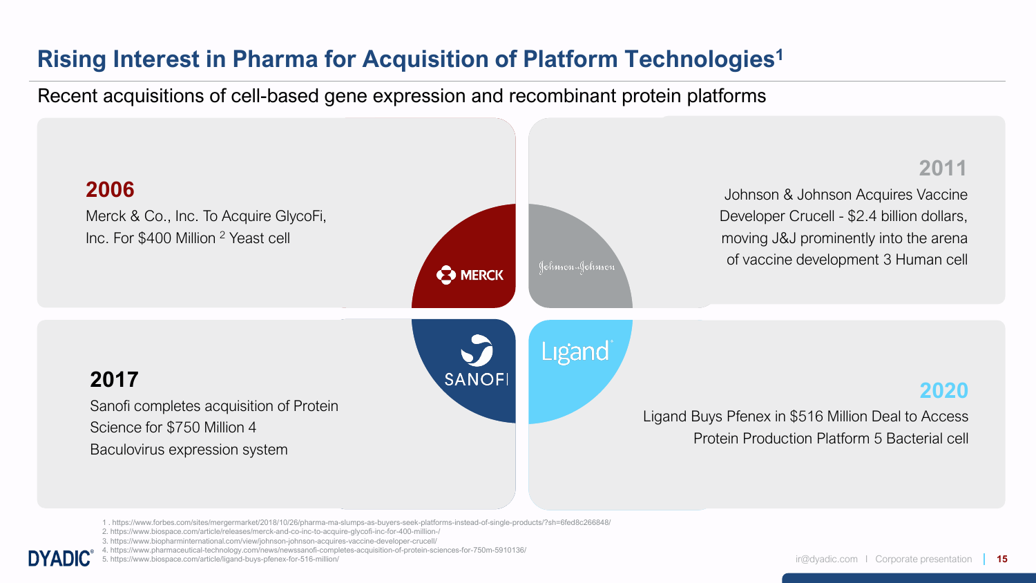# Rising Interest in Pharma for Acquisition of Platform Technologies[1]

Recent acquisitions of cell-based gene expression and recombinant protein platforms

**2006**

Merck & Co., Inc. To Acquire GlycoFi, Inc. For $400 Million [2] Yeast cell

**2011**

Johnson & Johnson Acquires Vaccine Developer Crucell - $2.4 billion dollars, moving J&J prominently into the arena of vaccine development 3 Human cell

**2017**

Sanofi completes acquisition of Protein Science for $750 Million 4 Baculovirus expression system

**2020**

Ligand Buys Pfenex in $516 Million Deal to Access Protein Production Platform 5 Bacterial cell

MERCK | Johnson & Johnson | SANOFI | Ligand

1 . https://www.forbes.com/sites/mergermarket/2018/10/26/pharma-ma-slumps-as-buyers-seek-platforms-instead-of-single-products/?sh=6fed8c266848/
2. https://www.biospace.com/article/releases/merck-and-co-inc-to-acquire-glycofi-inc-for-400-million-/
3. https://www.biopharminternational.com/view/johnson-johnson-acquires-vaccine-developer-crucell/
4. https://www.pharmaceutical-technology.com/news/newssanofi-completes-acquisition-of-protein-sciences-for-750m-5910136/
5. https://www.biospace.com/article/ligand-buys-pfenex-for-516-million/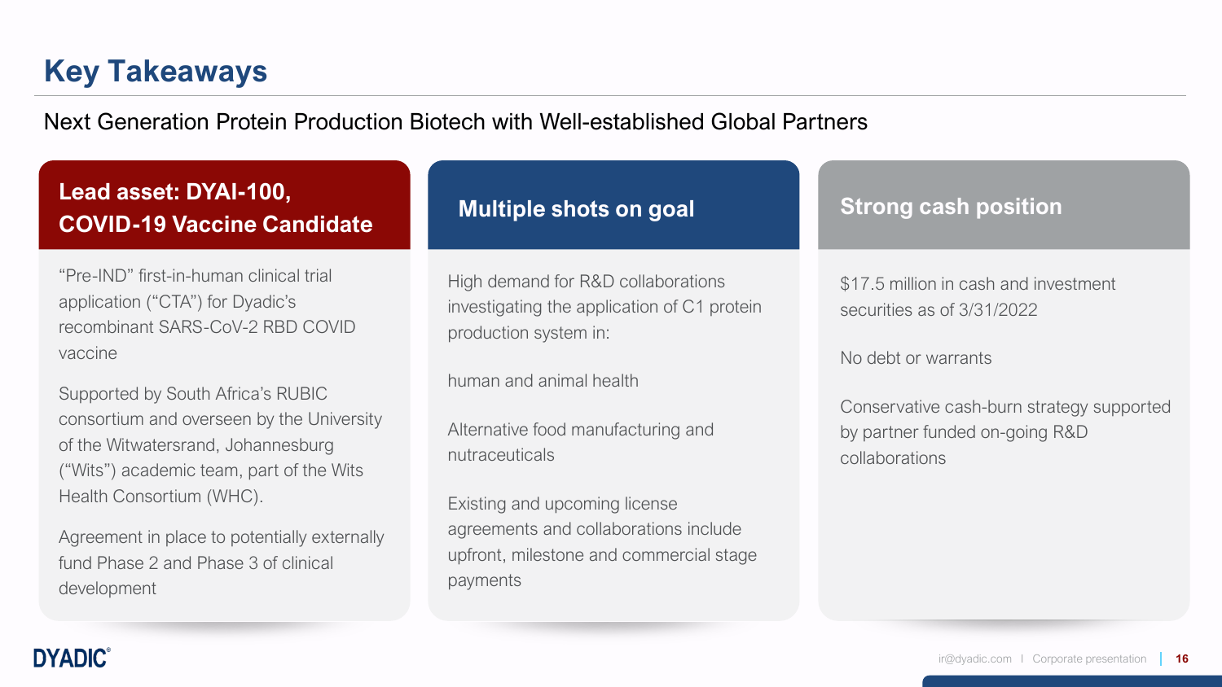# Key Takeaways

Next Generation Protein Production Biotech with Well-established Global Partners

## Lead asset: DYAI-100, COVID-19 Vaccine Candidate

"Pre-IND" first-in-human clinical trial application ("CTA") for Dyadic's recombinant SARS-CoV-2 RBD COVID vaccine

Supported by South Africa's RUBIC consortium and overseen by the University of the Witwatersrand, Johannesburg ("Wits") academic team, part of the Wits Health Consortium (WHC).

Agreement in place to potentially externally fund Phase 2 and Phase 3 of clinical development

## Multiple shots on goal

High demand for R&D collaborations investigating the application of C1 protein production system in:

human and animal health

Alternative food manufacturing and nutraceuticals

Existing and upcoming license agreements and collaborations include upfront, milestone and commercial stage payments

## Strong cash position

$17.5 million in cash and investment securities as of 3/31/2022

No debt or warrants

Conservative cash-burn strategy supported by partner funded on-going R&D collaborations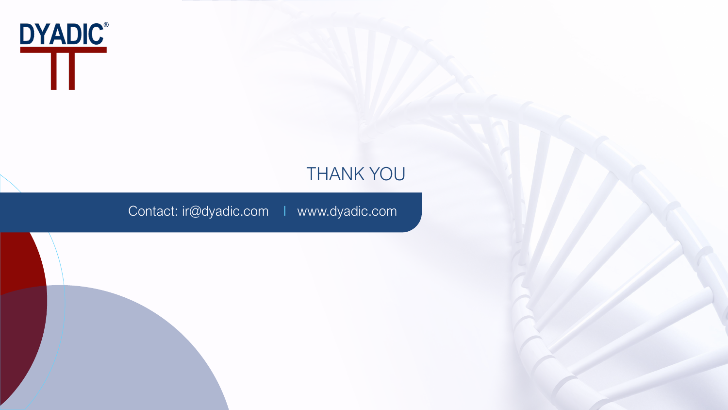DYADIC®

# THANK YOU

Contact: ir@dyadic.com | www.dyadic.com